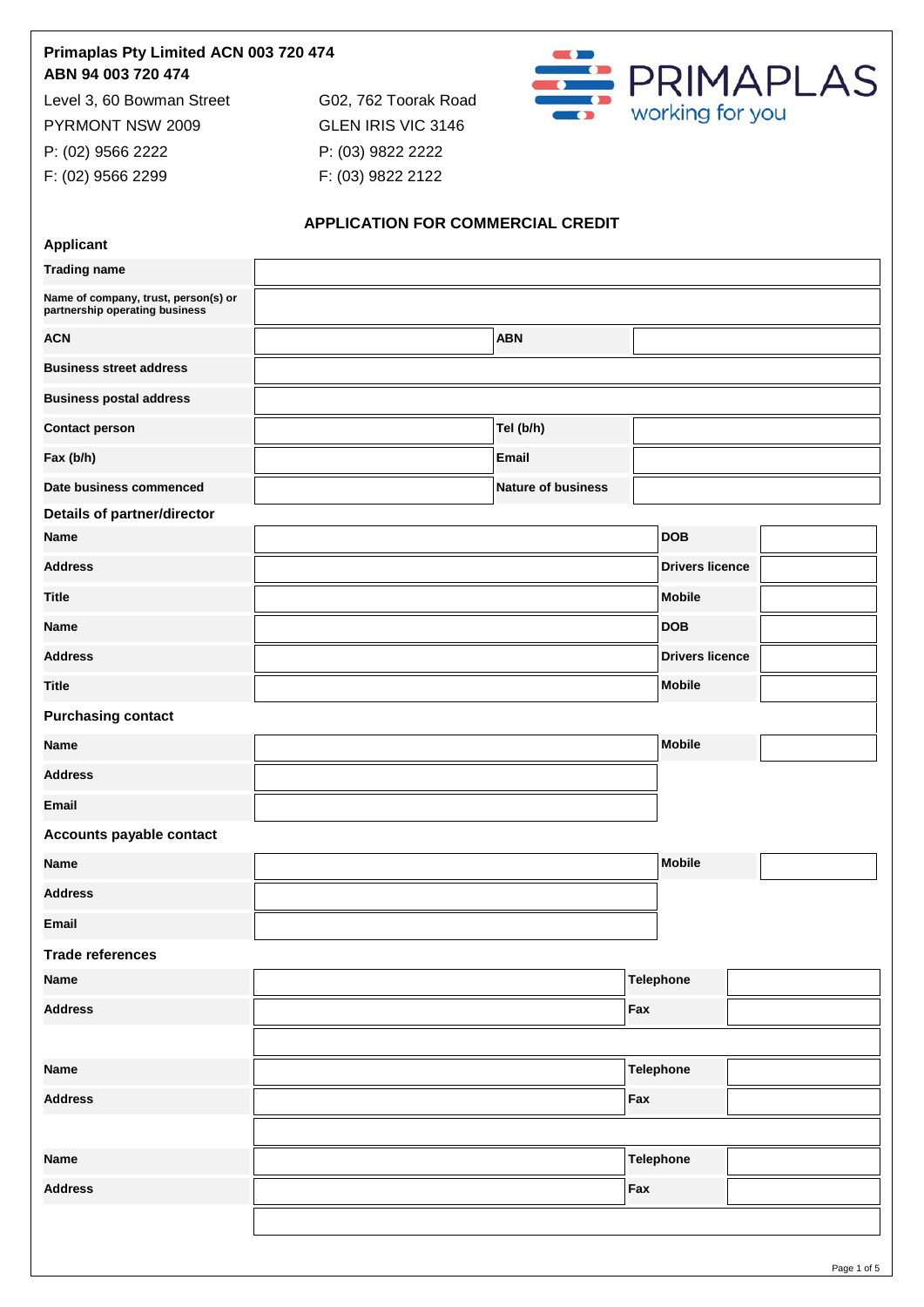**Primaplas Pty Limited ACN 003 720 474**
**ABN 94 003 720 474**

Level 3, 60 Bowman Street
PYRMONT NSW 2009
P: (02) 9566 2222
F: (02) 9566 2299

G02, 762 Toorak Road
GLEN IRIS VIC 3146
P: (03) 9822 2222
F: (03) 9822 2122

PRIMAPLAS
working for you

## APPLICATION FOR COMMERCIAL CREDIT

### Applicant

| | | | |
|---|---|---|---|
| **Trading name** | | | |
| **Name of company, trust, person(s) or partnership operating business** | | | |
| **ACN** | | **ABN** | |
| **Business street address** | | | |
| **Business postal address** | | | |
| **Contact person** | | **Tel (b/h)** | |
| **Fax (b/h)** | | **Email** | |
| **Date business commenced** | | **Nature of business** | |

### Details of partner/director

| | | | |
|---|---|---|---|
| **Name** | | **DOB** | |
| **Address** | | **Drivers licence** | |
| **Title** | | **Mobile** | |
| **Name** | | **DOB** | |
| **Address** | | **Drivers licence** | |
| **Title** | | **Mobile** | |

### Purchasing contact

| | | | |
|---|---|---|---|
| **Name** | | **Mobile** | |
| **Address** | | | |
| **Email** | | | |

### Accounts payable contact

| | | | |
|---|---|---|---|
| **Name** | | **Mobile** | |
| **Address** | | | |
| **Email** | | | |

### Trade references

| | | | |
|---|---|---|---|
| **Name** | | **Telephone** | |
| **Address** | | **Fax** | |
| | | | |
| **Name** | | **Telephone** | |
| **Address** | | **Fax** | |
| | | | |
| **Name** | | **Telephone** | |
| **Address** | | **Fax** | |
| | | | |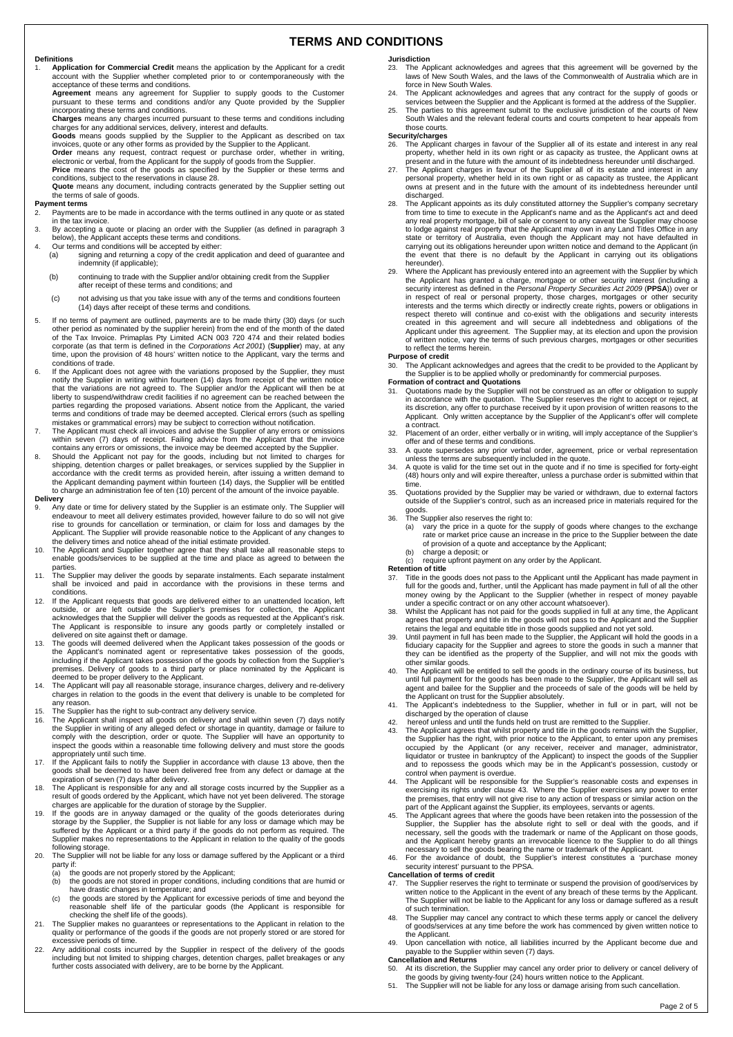# TERMS AND CONDITIONS

## Definitions

1. **Application for Commercial Credit** means the application by the Applicant for a credit account with the Supplier whether completed prior to or contemporaneously with the acceptance of these terms and conditions.

   **Agreement** means any agreement for Supplier to supply goods to the Customer pursuant to these terms and conditions and/or any Quote provided by the Supplier incorporating these terms and conditions.

   **Charges** means any charges incurred pursuant to these terms and conditions including charges for any additional services, delivery, interest and defaults.

   **Goods** means goods supplied by the Supplier to the Applicant as described on tax invoices, quote or any other forms as provided by the Supplier to the Applicant.

   **Order** means any request, contract request or purchase order, whether in writing, electronic or verbal, from the Applicant for the supply of goods from the Supplier.

   **Price** means the cost of the goods as specified by the Supplier or these terms and conditions, subject to the reservations in clause 28.

   **Quote** means any document, including contracts generated by the Supplier setting out the terms of sale of goods.

## Payment terms

2. Payments are to be made in accordance with the terms outlined in any quote or as stated in the tax invoice.
3. By accepting a quote or placing an order with the Supplier (as defined in paragraph 3 below), the Applicant accepts these terms and conditions.
4. Our terms and conditions will be accepted by either:
   (a) signing and returning a copy of the credit application and deed of guarantee and indemnity (if applicable);
   (b) continuing to trade with the Supplier and/or obtaining credit from the Supplier after receipt of these terms and conditions; and
   (c) not advising us that you take issue with any of the terms and conditions fourteen (14) days after receipt of these terms and conditions.
5. If no terms of payment are outlined, payments are to be made thirty (30) days (or such other period as nominated by the supplier herein) from the end of the month of the dated of the Tax Invoice. Primaplas Pty Limited ACN 003 720 474 and their related bodies corporate (as that term is defined in the *Corporations Act 2001*) (**Supplier**) may, at any time, upon the provision of 48 hours' written notice to the Applicant, vary the terms and conditions of trade.
6. If the Applicant does not agree with the variations proposed by the Supplier, they must notify the Supplier in writing within fourteen (14) days from receipt of the written notice that the variations are not agreed to. The Supplier and/or the Applicant will then be at liberty to suspend/withdraw credit facilities if no agreement can be reached between the parties regarding the proposed variations. Absent notice from the Applicant, the varied terms and conditions of trade may be deemed accepted. Clerical errors (such as spelling mistakes or grammatical errors) may be subject to correction without notification.
7. The Applicant must check all invoices and advise the Supplier of any errors or omissions within seven (7) days of receipt. Failing advice from the Applicant that the invoice contains any errors or omissions, the invoice may be deemed accepted by the Supplier.
8. Should the Applicant not pay for the goods, including but not limited to charges for shipping, detention charges or pallet breakages, or services supplied by the Supplier in accordance with the credit terms as provided herein, after issuing a written demand to the Applicant demanding payment within fourteen (14) days, the Supplier will be entitled to charge an administration fee of ten (10) percent of the amount of the invoice payable.

## Delivery

9. Any date or time for delivery stated by the Supplier is an estimate only. The Supplier will endeavour to meet all delivery estimates provided, however failure to do so will not give rise to grounds for cancellation or termination, or claim for loss and damages by the Applicant. The Supplier will provide reasonable notice to the Applicant of any changes to the delivery times and notice ahead of the initial estimate provided.
10. The Applicant and Supplier together agree that they shall take all reasonable steps to enable goods/services to be supplied at the time and place as agreed to between the parties.
11. The Supplier may deliver the goods by separate instalments. Each separate instalment shall be invoiced and paid in accordance with the provisions in these terms and conditions.
12. If the Applicant requests that goods are delivered either to an unattended location, left outside, or are left outside the Supplier's premises for collection, the Applicant acknowledges that the Supplier will deliver the goods as requested at the Applicant's risk. The Applicant is responsible to insure any goods partly or completely installed or delivered on site against theft or damage.
13. The goods will deemed delivered when the Applicant takes possession of the goods or the Applicant's nominated agent or representative takes possession of the goods, including if the Applicant takes possession of the goods by collection from the Supplier's premises. Delivery of goods to a third party or place nominated by the Applicant is deemed to be proper delivery to the Applicant.
14. The Applicant will pay all reasonable storage, insurance charges, delivery and re-delivery charges in relation to the goods in the event that delivery is unable to be completed for any reason.
15. The Supplier has the right to sub-contract any delivery service.
16. The Applicant shall inspect all goods on delivery and shall within seven (7) days notify the Supplier in writing of any alleged defect or shortage in quantity, damage or failure to comply with the description, order or quote. The Supplier will have an opportunity to inspect the goods within a reasonable time following delivery and must store the goods appropriately until such time.
17. If the Applicant fails to notify the Supplier in accordance with clause 13 above, then the goods shall be deemed to have been delivered free from any defect or damage at the expiration of seven (7) days after delivery.
18. The Applicant is responsible for any and all storage costs incurred by the Supplier as a result of goods ordered by the Applicant, which have not yet been delivered. The storage charges are applicable for the duration of storage by the Supplier.
19. If the goods are in anyway damaged or the quality of the goods deteriorates during storage by the Supplier, the Supplier is not liable for any loss or damage which may be suffered by the Applicant or a third party if the goods do not perform as required. The Supplier makes no representations to the Applicant in relation to the quality of the goods following storage.
20. The Supplier will not be liable for any loss or damage suffered by the Applicant or a third party if:
    (a) the goods are not properly stored by the Applicant;
    (b) the goods are not stored in proper conditions, including conditions that are humid or have drastic changes in temperature; and
    (c) the goods are stored by the Applicant for excessive periods of time and beyond the reasonable shelf life of the particular goods (the Applicant is responsible for checking the shelf life of the goods).
21. The Supplier makes no guarantees or representations to the Applicant in relation to the quality or performance of the goods if the goods are not properly stored or are stored for excessive periods of time.
22. Any additional costs incurred by the Supplier in respect of the delivery of the goods including but not limited to shipping charges, detention charges, pallet breakages or any further costs associated with delivery, are to be borne by the Applicant.

## Jurisdiction

23. The Applicant acknowledges and agrees that this agreement will be governed by the laws of New South Wales, and the laws of the Commonwealth of Australia which are in force in New South Wales.
24. The Applicant acknowledges and agrees that any contract for the supply of goods or services between the Supplier and the Applicant is formed at the address of the Supplier.
25. The parties to this agreement submit to the exclusive jurisdiction of the courts of New South Wales and the relevant federal courts and courts competent to hear appeals from those courts.

## Security/charges

26. The Applicant charges in favour of the Supplier all of its estate and interest in any real property, whether held in its own right or as capacity as trustee, the Applicant owns at present and in the future with the amount of its indebtedness hereunder until discharged.
27. The Applicant charges in favour of the Supplier all of its estate and interest in any personal property, whether held in its own right or as capacity as trustee, the Applicant owns at present and in the future with the amount of its indebtedness hereunder until discharged.
28. The Applicant appoints as its duly constituted attorney the Supplier's company secretary from time to time to execute in the Applicant's name and as the Applicant's act and deed any real property mortgage, bill of sale or consent to any caveat the Supplier may choose to lodge against real property that the Applicant may own in any Land Titles Office in any state or territory of Australia, even though the Applicant may not have defaulted in carrying out its obligations hereunder upon written notice and demand to the Applicant (in the event that there is no default by the Applicant in carrying out its obligations hereunder).
29. Where the Applicant has previously entered into an agreement with the Supplier by which the Applicant has granted a charge, mortgage or other security interest (including a security interest as defined in the *Personal Property Securities Act 2009* (**PPSA**)) over or in respect of real or personal property, those charges, mortgages or other security interests and the terms which directly or indirectly create rights, powers or obligations in respect thereto will continue and co-exist with the obligations and security interests created in this agreement and will secure all indebtedness and obligations of the Applicant under this agreement. The Supplier may, at its election and upon the provision of written notice, vary the terms of such previous charges, mortgages or other securities to reflect the terms herein.

## Purpose of credit

30. The Applicant acknowledges and agrees that the credit to be provided to the Applicant by the Supplier is to be applied wholly or predominantly for commercial purposes.

## Formation of contract and Quotations

31. Quotations made by the Supplier will not be construed as an offer or obligation to supply in accordance with the quotation. The Supplier reserves the right to accept or reject, at its discretion, any offer to purchase received by it upon provision of written reasons to the Applicant. Only written acceptance by the Supplier of the Applicant's offer will complete a contract.
32. Placement of an order, either verbally or in writing, will imply acceptance of the Supplier's offer and of these terms and conditions.
33. A quote supersedes any prior verbal order, agreement, price or verbal representation unless the terms are subsequently included in the quote.
34. A quote is valid for the time set out in the quote and if no time is specified for forty-eight (48) hours only and will expire thereafter, unless a purchase order is submitted within that time.
35. Quotations provided by the Supplier may be varied or withdrawn, due to external factors outside of the Supplier's control, such as an increased price in materials required for the goods.
36. The Supplier also reserves the right to:
    (a) vary the price in a quote for the supply of goods where changes to the exchange rate or market price cause an increase in the price to the Supplier between the date of provision of a quote and acceptance by the Applicant;
    (b) charge a deposit; or
    (c) require upfront payment on any order by the Applicant.

## Retention of title

37. Title in the goods does not pass to the Applicant until the Applicant has made payment in full for the goods and, further, until the Applicant has made payment in full of all the other money owing by the Applicant to the Supplier (whether in respect of money payable under a specific contract or on any other account whatsoever).
38. Whilst the Applicant has not paid for the goods supplied in full at any time, the Applicant agrees that property and title in the goods will not pass to the Applicant and the Supplier retains the legal and equitable title in those goods supplied and not yet sold.
39. Until payment in full has been made to the Supplier, the Applicant will hold the goods in a fiduciary capacity for the Supplier and agrees to store the goods in such a manner that they can be identified as the property of the Supplier, and will not mix the goods with other similar goods.
40. The Applicant will be entitled to sell the goods in the ordinary course of its business, but until full payment for the goods has been made to the Supplier, the Applicant will sell as agent and bailee for the Supplier and the proceeds of sale of the goods will be held by the Applicant on trust for the Supplier absolutely.
41. The Applicant's indebtedness to the Supplier, whether in full or in part, will not be discharged by the operation of clause
42. hereof unless and until the funds held on trust are remitted to the Supplier.
43. The Applicant agrees that whilst property and title in the goods remains with the Supplier, the Supplier has the right, with prior notice to the Applicant, to enter upon any premises occupied by the Applicant (or any receiver, receiver and manager, administrator, liquidator or trustee in bankruptcy of the Applicant) to inspect the goods of the Supplier and to repossess the goods which may be in the Applicant's possession, custody or control when payment is overdue.
44. The Applicant will be responsible for the Supplier's reasonable costs and expenses in exercising its rights under clause 43. Where the Supplier exercises any power to enter the premises, that entry will not give rise to any action of trespass or similar action on the part of the Applicant against the Supplier, its employees, servants or agents.
45. The Applicant agrees that where the goods have been retaken into the possession of the Supplier, the Supplier has the absolute right to sell or deal with the goods, and if necessary, sell the goods with the trademark or name of the Applicant on those goods, and the Applicant hereby grants an irrevocable licence to the Supplier to do all things necessary to sell the goods bearing the name or trademark of the Applicant.
46. For the avoidance of doubt, the Supplier's interest constitutes a 'purchase money security interest' pursuant to the PPSA.

## Cancellation of terms of credit

47. The Supplier reserves the right to terminate or suspend the provision of good/services by written notice to the Applicant in the event of any breach of these terms by the Applicant. The Supplier will not be liable to the Applicant for any loss or damage suffered as a result of such termination.
48. The Supplier may cancel any contract to which these terms apply or cancel the delivery of goods/services at any time before the work has commenced by given written notice to the Applicant.
49. Upon cancellation with notice, all liabilities incurred by the Applicant become due and payable to the Supplier within seven (7) days.

## Cancellation and Returns

50. At its discretion, the Supplier may cancel any order prior to delivery or cancel delivery of the goods by giving twenty-four (24) hours written notice to the Applicant.
51. The Supplier will not be liable for any loss or damage arising from such cancellation.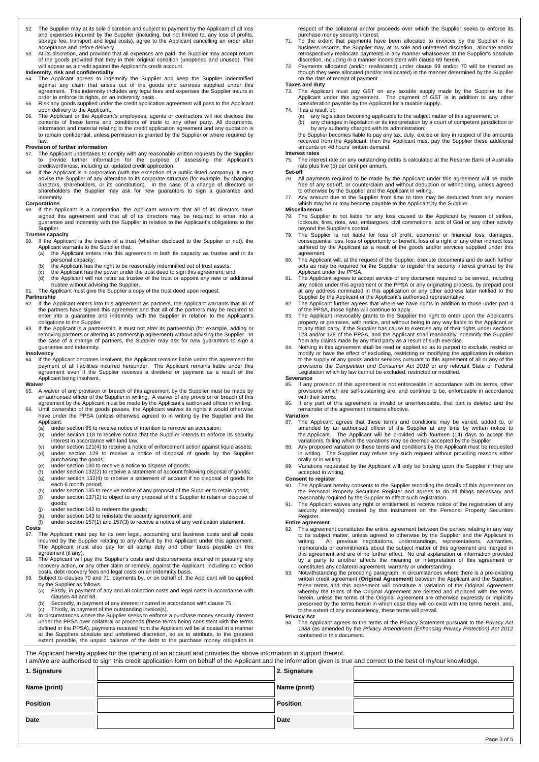52. The Supplier may at its sole discretion and subject to payment by the Applicant of all loss and expenses incurred by the Supplier (including, but not limited to, any loss of profits, storage fee, transport and legal costs), agree to the Applicant cancelling an order after acceptance and before delivery.
53. At its discretion, and provided that all expenses are paid, the Supplier may accept return of the goods provided that they in their original condition (unopened and unused). This will appear as a credit against the Applicant's credit account.

**Indemnity, risk and confidentiality**

54. The Applicant agrees to indemnify the Supplier and keep the Supplier indemnified against any claim that arises out of the goods and services supplied under this agreement. This indemnity includes any legal fees and expenses the Supplier incurs in order to enforce its rights, on an indemnity basis.
55. Risk any goods supplied under the credit application agreement will pass to the Applicant upon delivery to the Applicant.
56. The Applicant or the Applicant's employees, agents or contractors will not disclose the contents of these terms and conditions of trade to any other party. All documents, information and material relating to the credit application agreement and any quotation is to remain confidential, unless permission is granted by the Supplier or where required by law.

**Provision of further information**

57. The Applicant undertakes to comply with any reasonable written requests by the Supplier to provide further information for the purpose of assessing the Applicant's creditworthiness, including an updated credit application.
58. If the Applicant is a corporation (with the exception of a public listed company), it must advise the Supplier of any alteration to its corporate structure (for example, by changing directors, shareholders, or its constitution). In the case of a change of directors or shareholders the Supplier may ask for new guarantors to sign a guarantee and indemnity.

**Corporations**

59. If the Applicant is a corporation, the Applicant warrants that all of its directors have signed this agreement and that all of its directors may be required to enter into a guarantee and indemnity with the Supplier in relation to the Applicant's obligations to the Supplier.

**Trustee capacity**

60. If the Applicant is the trustee of a trust (whether disclosed to the Supplier or not), the Applicant warrants to the Supplier that:
    (a) the Applicant enters into this agreement in both its capacity as trustee and in its personal capacity;
    (b) the Applicant has the right to be reasonably indemnified out of trust assets;
    (c) the Applicant has the power under the trust deed to sign this agreement; and
    (d) the Applicant will not retire as trustee of the trust or appoint any new or additional trustee without advising the Supplier.
61. The Applicant must give the Supplier a copy of the trust deed upon request.

**Partnership**

62. If the Applicant enters into this agreement as partners, the Applicant warrants that all of the partners have signed this agreement and that all of the partners may be required to enter into a guarantee and indemnity with the Supplier in relation to the Applicant's obligations to the Supplier.
63. If the Applicant is a partnership, it must not alter its partnership (for example, adding or removing partners or altering its partnership agreement) without advising the Supplier. In the case of a change of partners, the Supplier may ask for new guarantors to sign a guarantee and indemnity.

**Insolvency**

64. If the Applicant becomes insolvent, the Applicant remains liable under this agreement for payment of all liabilities incurred hereunder. The Applicant remains liable under this agreement even if the Supplier receives a dividend or payment as a result of the Applicant being insolvent.

**Waiver**

65. A waiver of any provision or breach of this agreement by the Supplier must be made by an authorised officer of the Supplier in writing. A waiver of any provision or breach of this agreement by the Applicant must be made by the Applicant's authorised officer in writing.
66. Until ownership of the goods passes, the Applicant waives its rights it would otherwise have under the PPSA (unless otherwise agreed to in writing by the Supplier and the Applicant:
    (a) under section 95 to receive notice of intention to remove an accession;
    (b) under section 118 to receive notice that the Supplier intends to enforce its security interest in accordance with land law;
    (c) under section 121(4) to receive a notice of enforcement action against liquid assets;
    (d) under section 129 to receive a notice of disposal of goods by the Supplier purchasing the goods;
    (e) under section 130 to receive a notice to dispose of goods;
    (f) under section 132(2) to receive a statement of account following disposal of goods;
    (g) under section 132(4) to receive a statement of account if no disposal of goods for each 6 month period;
    (h) under section 135 to receive notice of any proposal of the Supplier to retain goods;
    (i) under section 137(2) to object to any proposal of the Supplier to retain or dispose of goods;
    (j) under section 142 to redeem the goods;
    (k) under section 143 to reinstate the security agreement; and
    (l) under section 157(1) and 157(3) to receive a notice of any verification statement.

**Costs**

67. The Applicant must pay for its own legal, accounting and business costs and all costs incurred by the Supplier relating to any default by the Applicant under this agreement. The Applicant must also pay for all stamp duty and other taxes payable on this agreement (if any).
68. The Applicant will pay the Supplier's costs and disbursements incurred in pursuing any recovery action, or any other claim or remedy, against the Applicant, including collection costs, debt recovery fees and legal costs on an indemnity basis.
69. Subject to clauses 70 and 71, payments by, or on behalf of, the Applicant will be applied by the Supplier as follows.
    (a) Firstly, in payment of any and all collection costs and legal costs in accordance with clauses 44 and 68.
    (b) Secondly, in payment of any interest incurred in accordance with clause 75.
    (c) Thirdly, in payment of the outstanding invoice(s).
70. In circumstances where the Supplier seeks to enforce a purchase money security interest under the PPSA over collateral or proceeds (these terms being consistent with the terms defined in the PPSA), payments received from the Applicant will be allocated in a manner at the Suppliers absolute and unfettered discretion, so as to attribute, to the greatest extent possible, the unpaid balance of the debt to the purchase money obligation in respect of the collateral and/or proceeds over which the Supplier seeks to enforce its purchase money security interest.
71. To the extent that payments have been allocated to invoices by the Supplier in its business records, the Supplier may, at its sole and unfettered discretion, allocate and/or retrospectively reallocate payments in any manner whatsoever at the Supplier's absolute discretion, including in a manner inconsistent with clause 69 herein.
72. Payments allocated (and/or reallocated) under clause 69 and/or 70 will be treated as though they were allocated (and/or reallocated) in the manner determined by the Supplier on the date of receipt of payment.

**Taxes and duty**

73. The Applicant must pay GST on any taxable supply made by the Supplier to the Applicant under this agreement. The payment of GST is in addition to any other consideration payable by the Applicant for a taxable supply.
74. If as a result of:
    (a) any legislation becoming applicable to the subject matter of this agreement; or
    (b) any changes in legislation or its interpretation by a court of competent jurisdiction or by any authority charged with its administration;

    the Supplier becomes liable to pay any tax, duty, excise or levy in respect of the amounts received from the Applicant, then the Applicant must pay the Supplier these additional amounts on 48 hours' written demand.

**Interest rates**

75. The interest rate on any outstanding debts is calculated at the Reserve Bank of Australia rate plus five (5) per cent per annum.

**Set-off**

76. All payments required to be made by the Applicant under this agreement will be made free of any set-off, or counterclaim and without deduction or withholding, unless agreed to otherwise by the Supplier and the Applicant in writing.
77. Any amount due to the Supplier from time to time may be deducted from any monies which may be or may become payable to the Applicant by the Supplier.

**Miscellaneous**

78. The Supplier is not liable for any loss caused to the Applicant by reason of strikes, lockouts, fires, riots, war, embargoes, civil commotions, acts of God or any other activity beyond the Supplier's control.
79. The Supplier is not liable for loss of profit, economic or financial loss, damages, consequential loss, loss of opportunity or benefit, loss of a right or any other indirect loss suffered by the Applicant as a result of the goods and/or services supplied under this agreement.
80. The Applicant will, at the request of the Supplier, execute documents and do such further acts as may be required for the Supplier to register the security interest granted by the Applicant under the PPSA.
81. The Applicant agrees to accept service of any document required to be served, including any notice under this agreement or the PPSA or any originating process, by prepaid post at any address nominated in this application or any other address later notified to the Supplier by the Applicant or the Applicant's authorised representative.
82. The Applicant further agrees that where we have rights in addition to those under part 4 of the PPSA, those rights will continue to apply.
83. The Applicant irrevocably grants to the Supplier the right to enter upon the Applicant's property or premises, with notice, and without being in any way liable to the Applicant or to any third party, if the Supplier has cause to exercise any of their rights under sections 123 and/or 128 of the PPSA, and the Applicant shall reasonably indemnify the Supplier from any claims made by any third party as a result of such exercise.
84. Nothing in this agreement shall be read or applied so as to purport to exclude, restrict or modify or have the effect of excluding, restricting or modifying the application in relation to the supply of any goods and/or services pursuant to this agreement of all or any of the provisions the *Competition and Consumer Act 2010* or any relevant State or Federal Legislation which by law cannot be excluded, restricted or modified.

**Severance**

85. If any provision of this agreement is not enforceable in accordance with its terms, other provisions which are self-sustaining are, and continue to be, enforceable in accordance with their terms.
86. If any part of this agreement is invalid or unenforceable, that part is deleted and the remainder of the agreement remains effective.

**Variation**

87. The Applicant agrees that these terms and conditions may be varied, added to, or amended by an authorised officer of the Supplier at any time by written notice to the Applicant. The Applicant will be provided with fourteen (14) days to accept the variation/s, failing which the variations may be deemed accepted by the Supplier.
88. Any proposed variation to these terms and conditions by the Applicant must be requested in writing. The Supplier may refuse any such request without providing reasons either orally or in writing.
89. Variations requested by the Applicant will only be binding upon the Supplier if they are accepted in writing.

**Consent to register**

90. The Applicant hereby consents to the Supplier recording the details of this Agreement on the Personal Property Securities Register and agrees to do all things necessary and reasonably required by the Supplier to effect such registration.
91. The Applicant waives any right or entitlement to receive notice of the registration of any security interest(s) created by this instrument on the Personal Property Securities Register.

**Entire agreement**

92. This agreement constitutes the entire agreement between the parties relating in any way to its subject matter, unless agreed to otherwise by the Supplier and the Applicant in writing. All previous negotiations, understandings, representations, warranties, memoranda or commitments about the subject matter of this agreement are merged in this agreement and are of no further effect. No oral explanation or information provided by a party to another affects the meaning or interpretation of this agreement or constitutes any collateral agreement, warranty or understanding.
93. Notwithstanding the preceding paragraph, in circumstances where there is a pre-existing written credit agreement (**Original Agreement**) between the Applicant and the Supplier, these terms and this agreement will constitute a variation of the Original Agreement whereby the terms of the Original Agreement are deleted and replaced with the terms herein, unless the terms of the Original Agreement are otherwise expressly or implicitly preserved by the terms herein in which case they will co-exist with the terms herein, and, to the extent of any inconsistency, these terms will prevail.

**Privacy Act**

94. The Applicant agrees to the terms of the Privacy Statement pursuant to the *Privacy Act 1988* (as amended by the *Privacy Amendment (Enhancing Privacy Protection) Act 2012* contained in this document.

The Applicant hereby applies for the opening of an account and provides the above information in support thereof.
I am/We are authorised to sign this credit application form on behalf of the Applicant and the information given is true and correct to the best of my/our knowledge.

| **1. Signature** | | **2. Signature** | |
|---|---|---|---|
| **Name (print)** | | **Name (print)** | |
| **Position** | | **Position** | |
| **Date** | | **Date** | |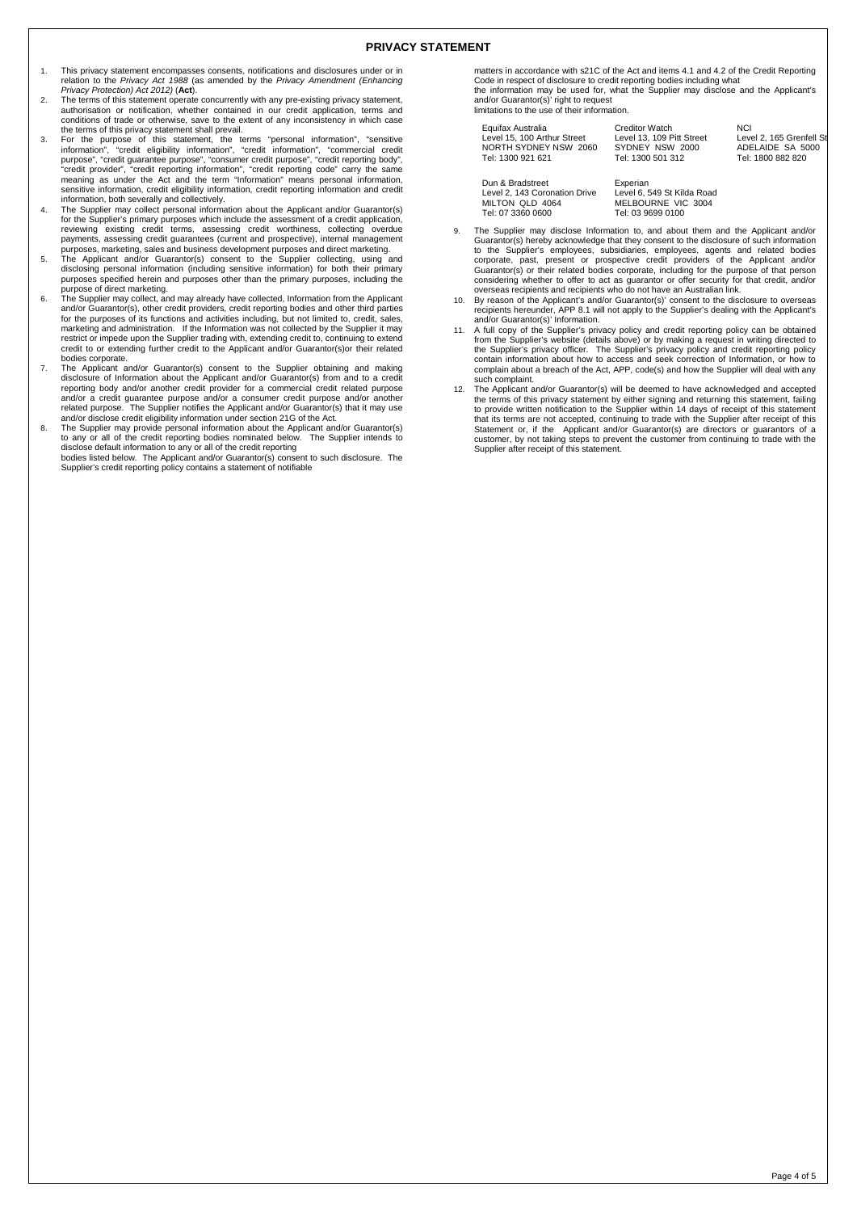# PRIVACY STATEMENT

1. This privacy statement encompasses consents, notifications and disclosures under or in relation to the *Privacy Act 1988* (as amended by the *Privacy Amendment (Enhancing Privacy Protection) Act 2012)* (**Act**).
2. The terms of this statement operate concurrently with any pre-existing privacy statement, authorisation or notification, whether contained in our credit application, terms and conditions of trade or otherwise, save to the extent of any inconsistency in which case the terms of this privacy statement shall prevail.
3. For the purpose of this statement, the terms "personal information", "sensitive information", "credit eligibility information", "credit information", "commercial credit purpose", "credit guarantee purpose", "consumer credit purpose", "credit reporting body", "credit provider", "credit reporting information", "credit reporting code" carry the same meaning as under the Act and the term "Information" means personal information, sensitive information, credit eligibility information, credit reporting information and credit information, both severally and collectively.
4. The Supplier may collect personal information about the Applicant and/or Guarantor(s) for the Supplier's primary purposes which include the assessment of a credit application, reviewing existing credit terms, assessing credit worthiness, collecting overdue payments, assessing credit guarantees (current and prospective), internal management purposes, marketing, sales and business development purposes and direct marketing.
5. The Applicant and/or Guarantor(s) consent to the Supplier collecting, using and disclosing personal information (including sensitive information) for both their primary purposes specified herein and purposes other than the primary purposes, including the purpose of direct marketing.
6. The Supplier may collect, and may already have collected, Information from the Applicant and/or Guarantor(s), other credit providers, credit reporting bodies and other third parties for the purposes of its functions and activities including, but not limited to, credit, sales, marketing and administration. If the Information was not collected by the Supplier it may restrict or impede upon the Supplier trading with, extending credit to, continuing to extend credit to or extending further credit to the Applicant and/or Guarantor(s)or their related bodies corporate.
7. The Applicant and/or Guarantor(s) consent to the Supplier obtaining and making disclosure of Information about the Applicant and/or Guarantor(s) from and to a credit reporting body and/or another credit provider for a commercial credit related purpose and/or a credit guarantee purpose and/or a consumer credit purpose and/or another related purpose. The Supplier notifies the Applicant and/or Guarantor(s) that it may use and/or disclose credit eligibility information under section 21G of the Act.
8. The Supplier may provide personal information about the Applicant and/or Guarantor(s) to any or all of the credit reporting bodies nominated below. The Supplier intends to disclose default information to any or all of the credit reporting bodies listed below. The Applicant and/or Guarantor(s) consent to such disclosure. The Supplier's credit reporting policy contains a statement of notifiable matters in accordance with s21C of the Act and items 4.1 and 4.2 of the Credit Reporting Code in respect of disclosure to credit reporting bodies including what the information may be used for, what the Supplier may disclose and the Applicant's and/or Guarantor(s)' right to request limitations to the use of their information.

| | | |
|---|---|---|
| Equifax Australia<br>Level 15, 100 Arthur Street<br>NORTH SYDNEY NSW 2060<br>Tel: 1300 921 621 | Creditor Watch<br>Level 13, 109 Pitt Street<br>SYDNEY NSW 2000<br>Tel: 1300 501 312 | NCI<br>Level 2, 165 Grenfell St<br>ADELAIDE SA 5000<br>Tel: 1800 882 820 |
| Dun & Bradstreet<br>Level 2, 143 Coronation Drive<br>MILTON QLD 4064<br>Tel: 07 3360 0600 | Experian<br>Level 6, 549 St Kilda Road<br>MELBOURNE VIC 3004<br>Tel: 03 9699 0100 | |

9. The Supplier may disclose Information to, and about them and the Applicant and/or Guarantor(s) hereby acknowledge that they consent to the disclosure of such information to the Supplier's employees, subsidiaries, employees, agents and related bodies corporate, past, present or prospective credit providers of the Applicant and/or Guarantor(s) or their related bodies corporate, including for the purpose of that person considering whether to offer to act as guarantor or offer security for that credit, and/or overseas recipients and recipients who do not have an Australian link.
10. By reason of the Applicant's and/or Guarantor(s)' consent to the disclosure to overseas recipients hereunder, APP 8.1 will not apply to the Supplier's dealing with the Applicant's and/or Guarantor(s)' Information.
11. A full copy of the Supplier's privacy policy and credit reporting policy can be obtained from the Supplier's website (details above) or by making a request in writing directed to the Supplier's privacy officer. The Supplier's privacy policy and credit reporting policy contain information about how to access and seek correction of Information, or how to complain about a breach of the Act, APP, code(s) and how the Supplier will deal with any such complaint.
12. The Applicant and/or Guarantor(s) will be deemed to have acknowledged and accepted the terms of this privacy statement by either signing and returning this statement, failing to provide written notification to the Supplier within 14 days of receipt of this statement that its terms are not accepted, continuing to trade with the Supplier after receipt of this Statement or, if the Applicant and/or Guarantor(s) are directors or guarantors of a customer, by not taking steps to prevent the customer from continuing to trade with the Supplier after receipt of this statement.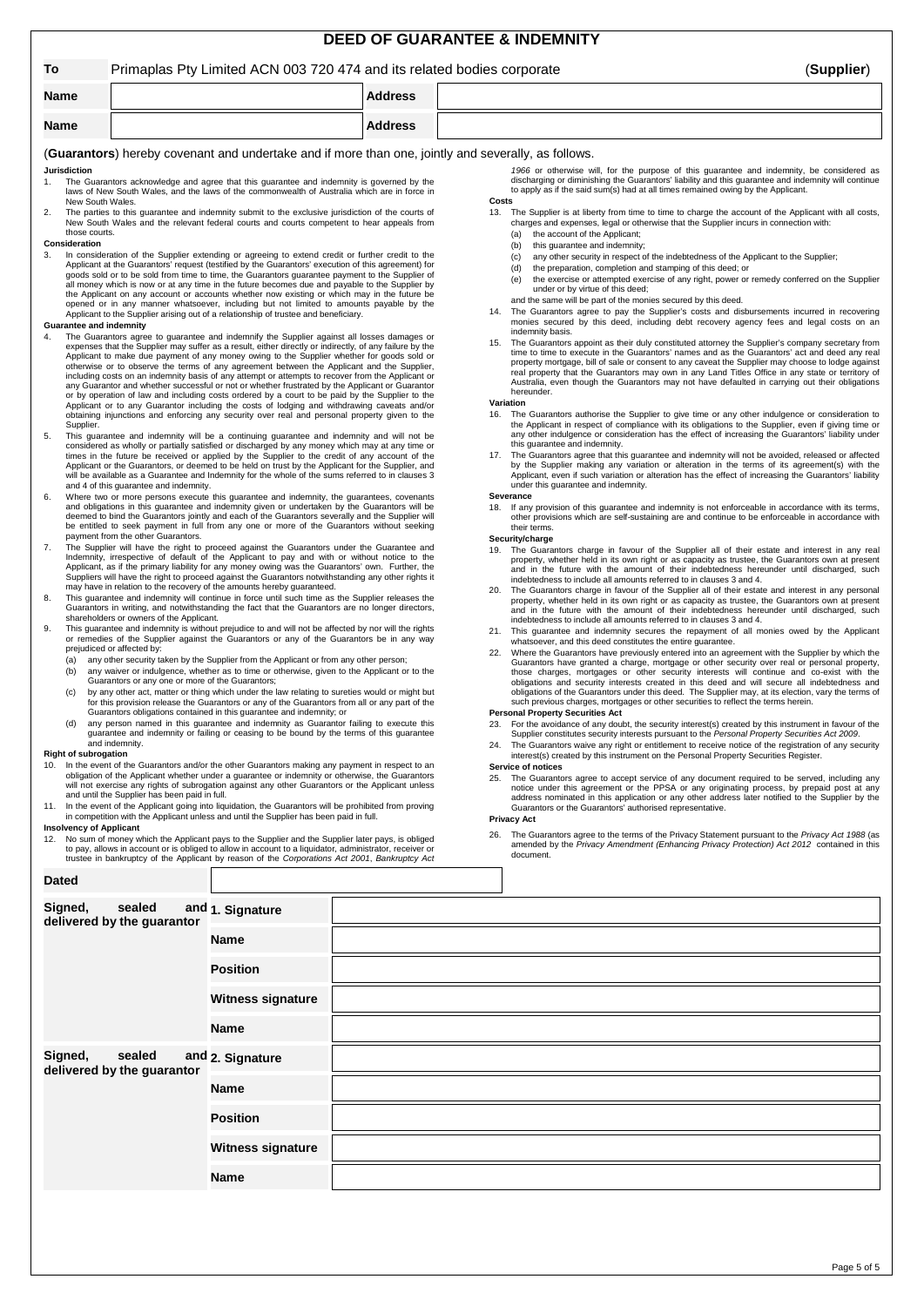# DEED OF GUARANTEE & INDEMNITY

| | | | |
|---|---|---|---|
| **To** | Primaplas Pty Limited ACN 003 720 474 and its related bodies corporate | | (**Supplier**) |
| **Name** | | **Address** | |
| **Name** | | **Address** | |

(**Guarantors**) hereby covenant and undertake and if more than one, jointly and severally, as follows.

**Jurisdiction**

1. The Guarantors acknowledge and agree that this guarantee and indemnity is governed by the laws of New South Wales, and the laws of the commonwealth of Australia which are in force in New South Wales.
2. The parties to this guarantee and indemnity submit to the exclusive jurisdiction of the courts of New South Wales and the relevant federal courts and courts competent to hear appeals from those courts.

**Consideration**

3. In consideration of the Supplier extending or agreeing to extend credit or further credit to the Applicant at the Guarantors' request (testified by the Guarantors' execution of this agreement) for goods sold or to be sold from time to time, the Guarantors guarantee payment to the Supplier of all money which is now or at any time in the future becomes due and payable to the Supplier by the Applicant on an account or accounts whether now existing or which may in the future be opened or in any manner whatsoever, including but not limited to amounts payable by the Applicant to the Supplier arising out of a relationship of trustee and beneficiary.

**Guarantee and indemnity**

4. The Guarantors agree to guarantee and indemnify the Supplier against all losses damages or expenses that the Supplier may suffer as a result, either directly or indirectly, of any failure by the Applicant to make due payment of any money owing to the Supplier whether for goods sold or otherwise or to observe the terms of any agreement between the Applicant and the Supplier, including costs on an indemnity basis of any attempt or attempts to recover from the Applicant or any Guarantor and whether successful or not or whether frustrated by the Applicant or Guarantor or by operation of law and including costs ordered by a court to be paid by the Supplier to the Applicant or to any Guarantor including the costs of lodging and withdrawing caveats and/or obtaining injunctions and enforcing any security over real and personal property given to the Supplier.
5. This guarantee and indemnity will be a continuing guarantee and indemnity and will not be considered as wholly or partially satisfied or discharged by any money which may at any time or times in the future be received or applied by the Supplier to the credit of any account of the Applicant or the Guarantors, or deemed to be held on trust by the Applicant for the Supplier, and will be available as a Guarantee and Indemnity for the whole of the sums referred to in clauses 3 and 4 of this guarantee and indemnity.
6. Where two or more persons execute this guarantee and indemnity, the guarantees, covenants and obligations in this guarantee and indemnity given or undertaken by the Guarantors will be deemed to bind the Guarantors jointly and each of the Guarantors severally and the Supplier will be entitled to seek payment in full from any one or more of the Guarantors without seeking payment from the other Guarantors.
7. The Supplier will have the right to proceed against the Guarantors under the Guarantee and Indemnity, irrespective of default of the Applicant to pay and with or without notice to the Applicant, as if the primary liability for any money owing was the Guarantors' own. Further, the Suppliers will have the right to proceed against the Guarantors notwithstanding any other rights it may have in relation to the recovery of the amounts hereby guaranteed.
8. This guarantee and indemnity will continue in force until such time as the Supplier releases the Guarantors in writing, and notwithstanding the fact that the Guarantors are no longer directors, shareholders or owners of the Applicant.
9. This guarantee and indemnity is without prejudice to and will not be affected by nor will the rights or remedies of the Supplier against the Guarantors or any of the Guarantors be in any way prejudiced or affected by:
   (a) any other security taken by the Supplier from the Applicant or from any other person;
   (b) any waiver or indulgence, whether as to time or otherwise, given to the Applicant or to the Guarantors or any one or more of the Guarantors;
   (c) by any other act, matter or thing which under the law relating to sureties would or might but for this provision release the Guarantors or any of the Guarantors from all or any part of the Guarantors obligations contained in this guarantee and indemnity; or
   (d) any person named in this guarantee and indemnity as Guarantor failing to execute this guarantee and indemnity or failing or ceasing to be bound by the terms of this guarantee and indemnity.

**Right of subrogation**

10. In the event of the Guarantors and/or the other Guarantors making any payment in respect to an obligation of the Applicant whether under a guarantee or indemnity or otherwise, the Guarantors will not exercise any rights of subrogation against any other Guarantors or the Applicant unless and until the Supplier has been paid in full.
11. In the event of the Applicant going into liquidation, the Guarantors will be prohibited from proving in competition with the Applicant unless and until the Supplier has been paid in full.

**Insolvency of Applicant**

12. No sum of money which the Applicant pays to the Supplier and the Supplier later pays, is obliged to pay, allows in account or is obliged to allow in account to a liquidator, administrator, receiver or trustee in bankruptcy of the Applicant by reason of the *Corporations Act 2001*, *Bankruptcy Act 1966* or otherwise will, for the purpose of this guarantee and indemnity, be considered as discharging or diminishing the Guarantors' liability and this guarantee and indemnity will continue to apply as if the said sum(s) had at all times remained owing by the Applicant.

**Costs**

13. The Supplier is at liberty from time to time to charge the account of the Applicant with all costs, charges and expenses, legal or otherwise that the Supplier incurs in connection with:
    (a) the account of the Applicant;
    (b) this guarantee and indemnity;
    (c) any other security in respect of the indebtedness of the Applicant to the Supplier;
    (d) the preparation, completion and stamping of this deed; or
    (e) the exercise or attempted exercise of any right, power or remedy conferred on the Supplier under or by virtue of this deed;

    and the same will be part of the monies secured by this deed.
14. The Guarantors agree to pay the Supplier's costs and disbursements incurred in recovering monies secured by this deed, including debt recovery agency fees and legal costs on an indemnity basis.
15. The Guarantors appoint as their duly constituted attorney the Supplier's company secretary from time to time to execute in the Guarantors' names and as the Guarantors' act and deed any real property mortgage, bill of sale or consent to any caveat the Supplier may choose to lodge against real property that the Guarantors may own in any Land Titles Office in any state or territory of Australia, even though the Guarantors may not have defaulted in carrying out their obligations hereunder.

**Variation**

16. The Guarantors authorise the Supplier to give time or any other indulgence or consideration to the Applicant in respect of compliance with its obligations to the Supplier, even if giving time or any other indulgence or consideration has the effect of increasing the Guarantors' liability under this guarantee and indemnity.
17. The Guarantors agree that this guarantee and indemnity will not be avoided, released or affected by the Supplier making any variation or alteration in the terms of its agreement(s) with the Applicant, even if such variation or alteration has the effect of increasing the Guarantors' liability under this guarantee and indemnity.

**Severance**

18. If any provision of this guarantee and indemnity is not enforceable in accordance with its terms, other provisions which are self-sustaining are and continue to be enforceable in accordance with their terms.

**Security/charge**

19. The Guarantors charge in favour of the Supplier all of their estate and interest in any real property, whether held in its own right or as capacity as trustee, the Guarantors own at present and in the future with the amount of their indebtedness hereunder until discharged, such indebtedness to include all amounts referred to in clauses 3 and 4.
20. The Guarantors charge in favour of the Supplier all of their estate and interest in any personal property, whether held in its own right or as capacity as trustee, the Guarantors own at present and in the future with the amount of their indebtedness hereunder until discharged, such indebtedness to include all amounts referred to in clauses 3 and 4.
21. This guarantee and indemnity secures the repayment of all monies owed by the Applicant whatsoever, and this deed constitutes the entire guarantee.
22. Where the Guarantors have previously entered into an agreement with the Supplier by which the Guarantors have granted a charge, mortgage or other security over real or personal property, those charges, mortgages or other security interests will continue and co-exist with the obligations and security interests created in this deed and will secure all indebtedness and obligations of the Guarantors under this deed. The Supplier may, at its election, vary the terms of such previous charges, mortgages or other securities to reflect the terms herein.

**Personal Property Securities Act**

23. For the avoidance of any doubt, the security interest(s) created by this instrument in favour of the Supplier constitutes security interests pursuant to the *Personal Property Securities Act 2009*.
24. The Guarantors waive any right or entitlement to receive notice of the registration of any security interest(s) created by this instrument on the Personal Property Securities Register.

**Service of notices**

25. The Guarantors agree to accept service of any document required to be served, including any notice under this agreement or the PPSA or any originating process, by prepaid post at any address nominated in this application or any other address later notified to the Supplier by the Guarantors or the Guarantors' authorised representative.

**Privacy Act**

26. The Guarantors agree to the terms of the Privacy Statement pursuant to the *Privacy Act 1988* (as amended by the *Privacy Amendment (Enhancing Privacy Protection) Act 2012* contained in this document.

| | |
|---|---|
| **Dated** | |

| | | |
|---|---|---|
| **Signed, sealed and delivered by the guarantor** | **1. Signature** | |
| | **Name** | |
| | **Position** | |
| | **Witness signature** | |
| | **Name** | |
| **Signed, sealed and delivered by the guarantor** | **2. Signature** | |
| | **Name** | |
| | **Position** | |
| | **Witness signature** | |
| | **Name** | |